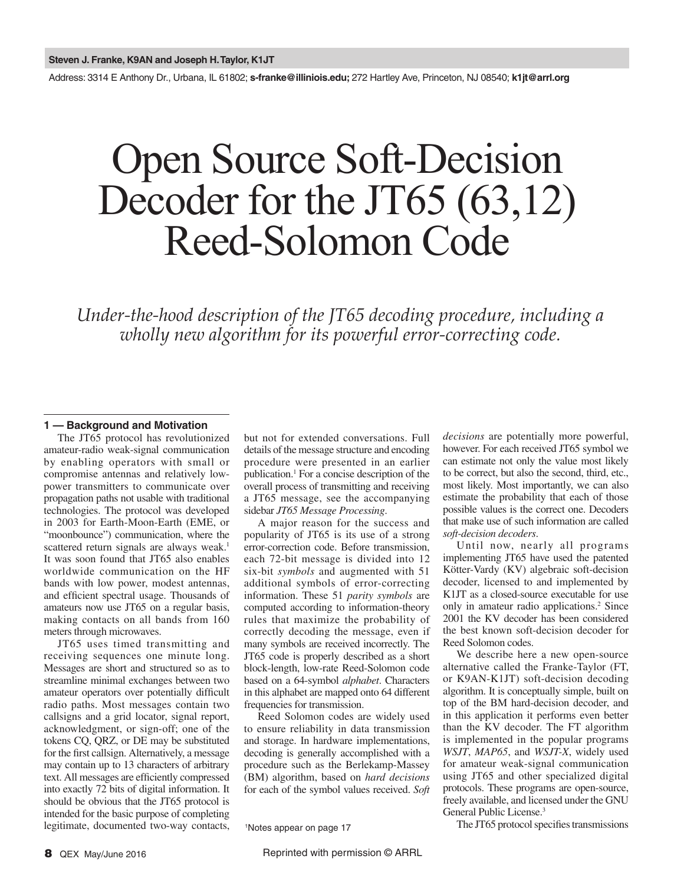**Steven J. Franke, K9AN and Joseph H. Taylor, K1JT**

Address: 3314 E Anthony Dr., Urbana, IL 61802; **s-franke@illiniois.edu;** 272 Hartley Ave, Princeton, NJ 08540; **k1jt@arrl.org**

# Open Source Soft-Decision Decoder for the JT65 (63,12) Reed-Solomon Code

*Under-the-hood description of the JT65 decoding procedure, including a wholly new algorithm for its powerful error-correcting code.*

## 1 — Background and Motivation

The JT65 protocol has revolutionized amateur-radio weak-signal communication by enabling operators with small or compromise antennas and relatively low-power transmitters to communicate over propagation paths not usable with traditional technologies. The protocol was developed in 2003 for Earth-Moon-Earth (EME, or "moonbounce") communication, where the scattered return signals are always weak.[1] It was soon found that JT65 also enables worldwide communication on the HF bands with low power, modest antennas, and efficient spectral usage. Thousands of amateurs now use JT65 on a regular basis, making contacts on all bands from 160 meters through microwaves.

JT65 uses timed transmitting and receiving sequences one minute long. Messages are short and structured so as to streamline minimal exchanges between two amateur operators over potentially difficult radio paths. Most messages contain two callsigns and a grid locator, signal report, acknowledgment, or sign-off; one of the tokens CQ, QRZ, or DE may be substituted for the first callsign. Alternatively, a message may contain up to 13 characters of arbitrary text. All messages are efficiently compressed into exactly 72 bits of digital information. It should be obvious that the JT65 protocol is intended for the basic purpose of completing legitimate, documented two-way contacts, but not for extended conversations. Full details of the message structure and encoding procedure were presented in an earlier publication.[1] For a concise description of the overall process of transmitting and receiving a JT65 message, see the accompanying sidebar *JT65 Message Processing*.

A major reason for the success and popularity of JT65 is its use of a strong error-correction code. Before transmission, each 72-bit message is divided into 12 six-bit *symbols* and augmented with 51 additional symbols of error-correcting information. These 51 *parity symbols* are computed according to information-theory rules that maximize the probability of correctly decoding the message, even if many symbols are received incorrectly. The JT65 code is properly described as a short block-length, low-rate Reed-Solomon code based on a 64-symbol *alphabet*. Characters in this alphabet are mapped onto 64 different frequencies for transmission.

Reed Solomon codes are widely used to ensure reliability in data transmission and storage. In hardware implementations, decoding is generally accomplished with a procedure such as the Berlekamp-Massey (BM) algorithm, based on *hard decisions* for each of the symbol values received. *Soft decisions* are potentially more powerful, however. For each received JT65 symbol we can estimate not only the value most likely to be correct, but also the second, third, etc., most likely. Most importantly, we can also estimate the probability that each of those possible values is the correct one. Decoders that make use of such information are called *soft-decision decoders*.

Until now, nearly all programs implementing JT65 have used the patented Kötter-Vardy (KV) algebraic soft-decision decoder, licensed to and implemented by K1JT as a closed-source executable for use only in amateur radio applications.[2] Since 2001 the KV decoder has been considered the best known soft-decision decoder for Reed Solomon codes.

We describe here a new open-source alternative called the Franke-Taylor (FT, or K9AN-K1JT) soft-decision decoding algorithm. It is conceptually simple, built on top of the BM hard-decision decoder, and in this application it performs even better than the KV decoder. The FT algorithm is implemented in the popular programs *WSJT*, *MAP65*, and *WSJT-X*, widely used for amateur weak-signal communication using JT65 and other specialized digital protocols. These programs are open-source, freely available, and licensed under the GNU General Public License.[3]

The JT65 protocol specifies transmissions

[1]Notes appear on page 17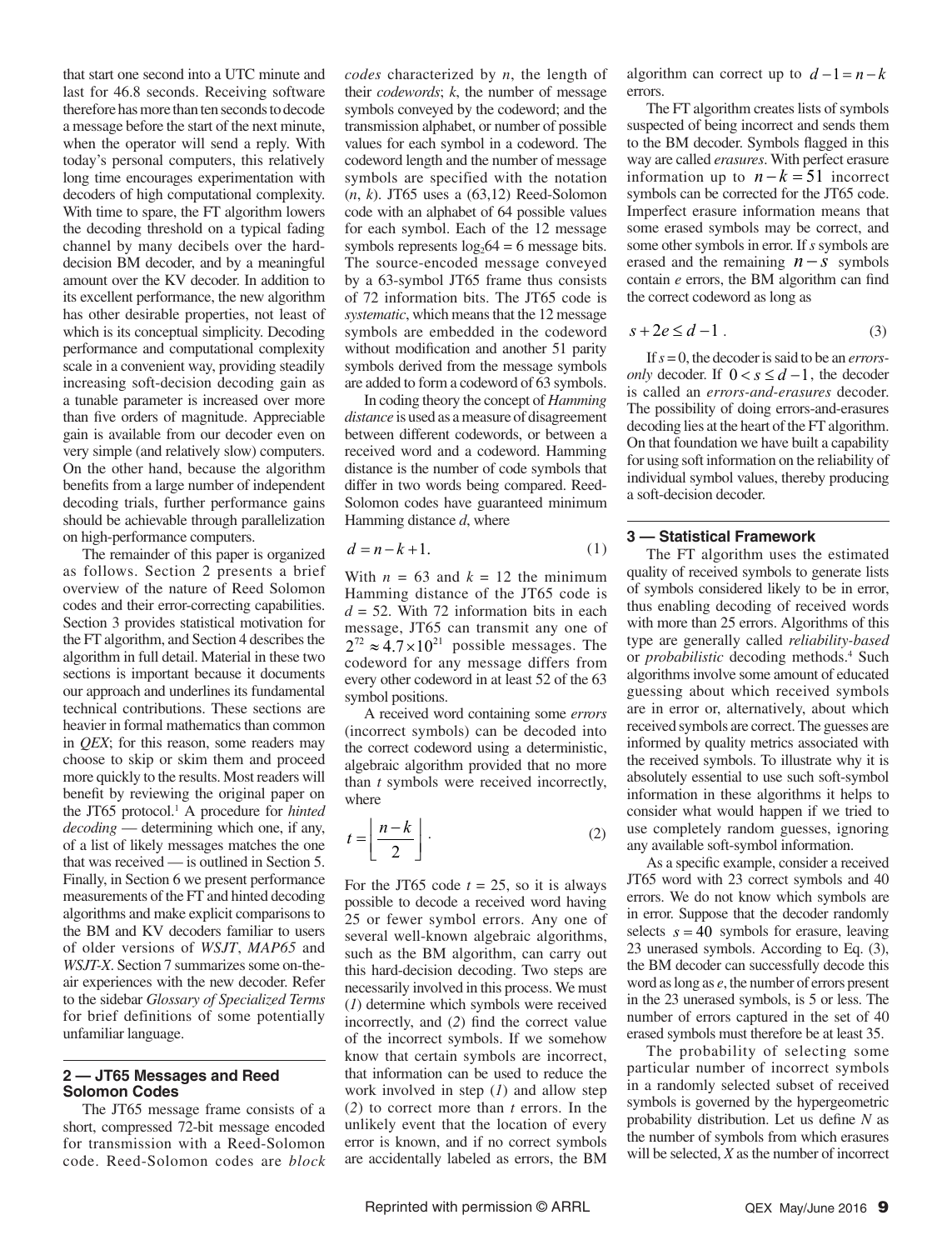that start one second into a UTC minute and last for 46.8 seconds. Receiving software therefore has more than ten seconds to decode a message before the start of the next minute, when the operator will send a reply. With today's personal computers, this relatively long time encourages experimentation with decoders of high computational complexity. With time to spare, the FT algorithm lowers the decoding threshold on a typical fading channel by many decibels over the hard-decision BM decoder, and by a meaningful amount over the KV decoder. In addition to its excellent performance, the new algorithm has other desirable properties, not least of which is its conceptual simplicity. Decoding performance and computational complexity scale in a convenient way, providing steadily increasing soft-decision decoding gain as a tunable parameter is increased over more than five orders of magnitude. Appreciable gain is available from our decoder even on very simple (and relatively slow) computers. On the other hand, because the algorithm benefits from a large number of independent decoding trials, further performance gains should be achievable through parallelization on high-performance computers.

The remainder of this paper is organized as follows. Section 2 presents a brief overview of the nature of Reed Solomon codes and their error-correcting capabilities. Section 3 provides statistical motivation for the FT algorithm, and Section 4 describes the algorithm in full detail. Material in these two sections is important because it documents our approach and underlines its fundamental technical contributions. These sections are heavier in formal mathematics than common in *QEX*; for this reason, some readers may choose to skip or skim them and proceed more quickly to the results. Most readers will benefit by reviewing the original paper on the JT65 protocol.[1] A procedure for *hinted decoding* — determining which one, if any, of a list of likely messages matches the one that was received — is outlined in Section 5. Finally, in Section 6 we present performance measurements of the FT and hinted decoding algorithms and make explicit comparisons to the BM and KV decoders familiar to users of older versions of *WSJT*, *MAP65* and *WSJT-X*. Section 7 summarizes some on-the-air experiences with the new decoder. Refer to the sidebar *Glossary of Specialized Terms* for brief definitions of some potentially unfamiliar language.

## 2 — JT65 Messages and Reed Solomon Codes

The JT65 message frame consists of a short, compressed 72-bit message encoded for transmission with a Reed-Solomon code. Reed-Solomon codes are *block codes* characterized by *n*, the length of their *codewords*; *k*, the number of message symbols conveyed by the codeword; and the transmission alphabet, or number of possible values for each symbol in a codeword. The codeword length and the number of message symbols are specified with the notation (*n*, *k*). JT65 uses a (63,12) Reed-Solomon code with an alphabet of 64 possible values for each symbol. Each of the 12 message symbols represents $\log_2 64 = 6$ message bits. The source-encoded message conveyed by a 63-symbol JT65 frame thus consists of 72 information bits. The JT65 code is *systematic*, which means that the 12 message symbols are embedded in the codeword without modification and another 51 parity symbols derived from the message symbols are added to form a codeword of 63 symbols.

In coding theory the concept of *Hamming distance* is used as a measure of disagreement between different codewords, or between a received word and a codeword. Hamming distance is the number of code symbols that differ in two words being compared. Reed-Solomon codes have guaranteed minimum Hamming distance *d*, where

$$d = n - k + 1. \tag{1}$$

With $n = 63$ and $k = 12$ the minimum Hamming distance of the JT65 code is $d = 52$. With 72 information bits in each message, JT65 can transmit any one of $2^{72} \approx 4.7 \times 10^{21}$ possible messages. The codeword for any message differs from every other codeword in at least 52 of the 63 symbol positions.

A received word containing some *errors* (incorrect symbols) can be decoded into the correct codeword using a deterministic, algebraic algorithm provided that no more than *t* symbols were received incorrectly, where

$$t = \left\lfloor \frac{n-k}{2} \right\rfloor. \tag{2}$$

For the JT65 code $t = 25$, so it is always possible to decode a received word having 25 or fewer symbol errors. Any one of several well-known algebraic algorithms, such as the BM algorithm, can carry out this hard-decision decoding. Two steps are necessarily involved in this process. We must (*1*) determine which symbols were received incorrectly, and (*2*) find the correct value of the incorrect symbols. If we somehow know that certain symbols are incorrect, that information can be used to reduce the work involved in step (*1*) and allow step (*2*) to correct more than *t* errors. In the unlikely event that the location of every error is known, and if no correct symbols are accidentally labeled as errors, the BM algorithm can correct up to $d - 1 = n - k$ errors.

The FT algorithm creates lists of symbols suspected of being incorrect and sends them to the BM decoder. Symbols flagged in this way are called *erasures*. With perfect erasure information up to $n - k = 51$ incorrect symbols can be corrected for the JT65 code. Imperfect erasure information means that some erased symbols may be correct, and some other symbols in error. If *s* symbols are erased and the remaining $n - s$ symbols contain *e* errors, the BM algorithm can find the correct codeword as long as

$$s + 2e \le d - 1. \tag{3}$$

If $s = 0$, the decoder is said to be an *errors-only* decoder. If $0 < s \le d - 1$, the decoder is called an *errors-and-erasures* decoder. The possibility of doing errors-and-erasures decoding lies at the heart of the FT algorithm. On that foundation we have built a capability for using soft information on the reliability of individual symbol values, thereby producing a soft-decision decoder.

## 3 — Statistical Framework

The FT algorithm uses the estimated quality of received symbols to generate lists of symbols considered likely to be in error, thus enabling decoding of received words with more than 25 errors. Algorithms of this type are generally called *reliability-based* or *probabilistic* decoding methods.[4] Such algorithms involve some amount of educated guessing about which received symbols are in error or, alternatively, about which received symbols are correct. The guesses are informed by quality metrics associated with the received symbols. To illustrate why it is absolutely essential to use such soft-symbol information in these algorithms it helps to consider what would happen if we tried to use completely random guesses, ignoring any available soft-symbol information.

As a specific example, consider a received JT65 word with 23 correct symbols and 40 errors. We do not know which symbols are in error. Suppose that the decoder randomly selects $s = 40$ symbols for erasure, leaving 23 unerased symbols. According to Eq. (3), the BM decoder can successfully decode this word as long as *e*, the number of errors present in the 23 unerased symbols, is 5 or less. The number of errors captured in the set of 40 erased symbols must therefore be at least 35.

The probability of selecting some particular number of incorrect symbols in a randomly selected subset of received symbols is governed by the hypergeometric probability distribution. Let us define *N* as the number of symbols from which erasures will be selected, *X* as the number of incorrect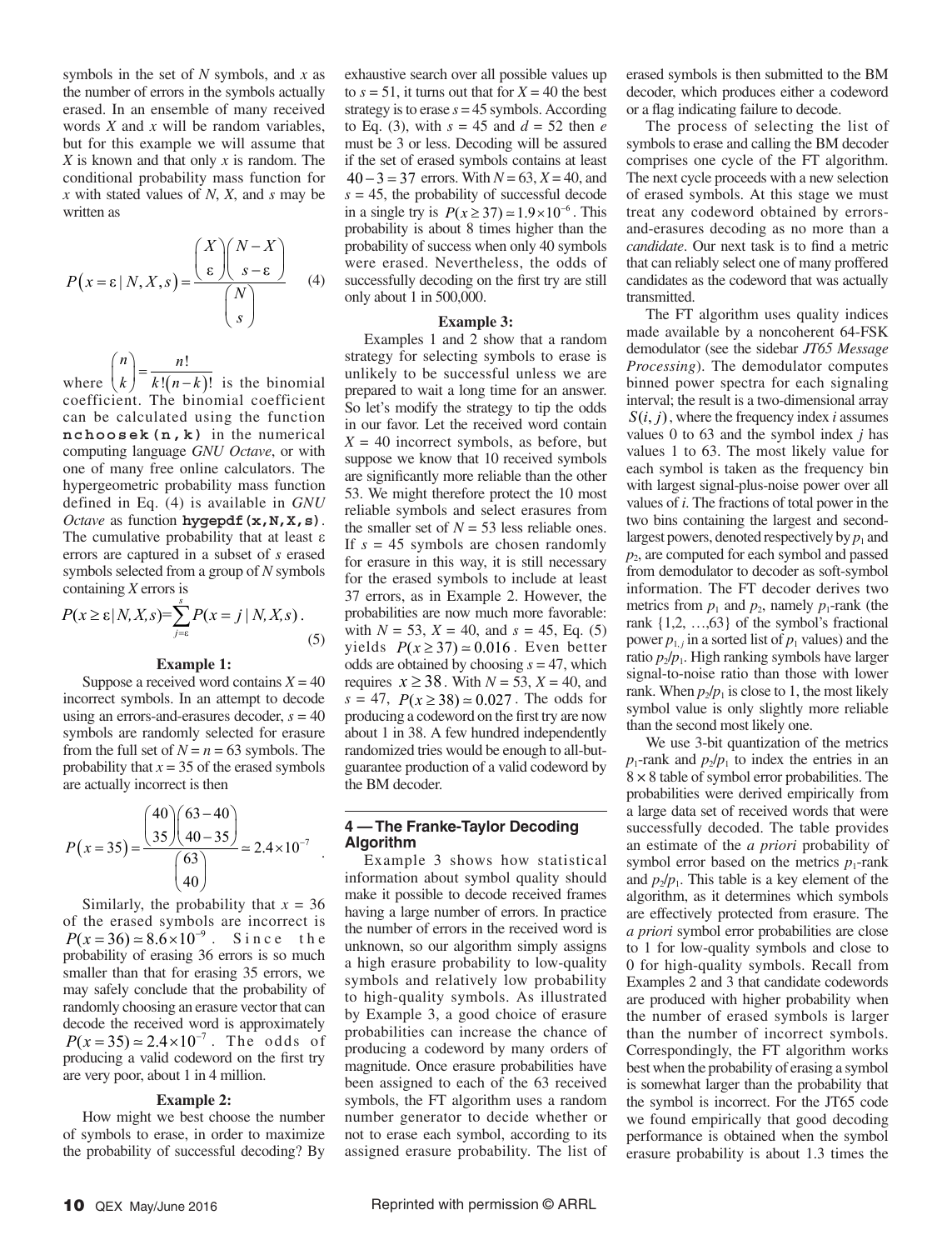symbols in the set of $N$ symbols, and $x$ as the number of errors in the symbols actually erased. In an ensemble of many received words $X$ and $x$ will be random variables, but for this example we will assume that $X$ is known and that only $x$ is random. The conditional probability mass function for $x$ with stated values of $N$, $X$, and $s$ may be written as

$$P(x = \varepsilon \mid N, X, s) = \frac{\binom{X}{\varepsilon}\binom{N-X}{s-\varepsilon}}{\binom{N}{s}} \quad (4)$$

where $\binom{n}{k} = \frac{n!}{k!(n-k)!}$ is the binomial coefficient. The binomial coefficient can be calculated using the function **nchoosek(n,k)** in the numerical computing language *GNU Octave*, or with one of many free online calculators. The hypergeometric probability mass function defined in Eq. (4) is available in *GNU Octave* as function **hygepdf(x,N,X,s)**. The cumulative probability that at least ε errors are captured in a subset of $s$ erased symbols selected from a group of $N$ symbols containing $X$ errors is

$$P(x \geq \varepsilon \mid N, X, s) = \sum_{j=\varepsilon}^{s} P(x = j \mid N, X, s). \quad (5)$$

**Example 1:**

Suppose a received word contains $X = 40$ incorrect symbols. In an attempt to decode using an errors-and-erasures decoder, $s = 40$ symbols are randomly selected for erasure from the full set of $N = n = 63$ symbols. The probability that $x = 35$ of the erased symbols are actually incorrect is then

$$P(x = 35) = \frac{\binom{40}{35}\binom{63-40}{40-35}}{\binom{63}{40}} \simeq 2.4 \times 10^{-7}.$$

Similarly, the probability that $x = 36$ of the erased symbols are incorrect is $P(x = 36) \simeq 8.6 \times 10^{-9}$. Since the probability of erasing 36 errors is so much smaller than that for erasing 35 errors, we may safely conclude that the probability of randomly choosing an erasure vector that can decode the received word is approximately $P(x = 35) \simeq 2.4 \times 10^{-7}$. The odds of producing a valid codeword on the first try are very poor, about 1 in 4 million.

**Example 2:**

How might we best choose the number of symbols to erase, in order to maximize the probability of successful decoding? By exhaustive search over all possible values up to $s = 51$, it turns out that for $X = 40$ the best strategy is to erase $s = 45$ symbols. According to Eq. (3), with $s = 45$ and $d = 52$ then $e$ must be 3 or less. Decoding will be assured if the set of erased symbols contains at least $40 - 3 = 37$ errors. With $N = 63$, $X = 40$, and $s = 45$, the probability of successful decode in a single try is $P(x \geq 37) \simeq 1.9 \times 10^{-6}$. This probability is about 8 times higher than the probability of success when only 40 symbols were erased. Nevertheless, the odds of successfully decoding on the first try are still only about 1 in 500,000.

**Example 3:**

Examples 1 and 2 show that a random strategy for selecting symbols to erase is unlikely to be successful unless we are prepared to wait a long time for an answer. So let's modify the strategy to tip the odds in our favor. Let the received word contain $X = 40$ incorrect symbols, as before, but suppose we know that 10 received symbols are significantly more reliable than the other 53. We might therefore protect the 10 most reliable symbols and select erasures from the smaller set of $N = 53$ less reliable ones. If $s = 45$ symbols are chosen randomly for erasure in this way, it is still necessary for the erased symbols to include at least 37 errors, as in Example 2. However, the probabilities are now much more favorable: with $N = 53$, $X = 40$, and $s = 45$, Eq. (5) yields $P(x \geq 37) \simeq 0.016$. Even better odds are obtained by choosing $s = 47$, which requires $x \geq 38$. With $N = 53$, $X = 40$, and $s = 47$, $P(x \geq 38) \simeq 0.027$. The odds for producing a codeword on the first try are now about 1 in 38. A few hundred independently randomized tries would be enough to all-but-guarantee production of a valid codeword by the BM decoder.

## 4 — The Franke-Taylor Decoding Algorithm

Example 3 shows how statistical information about symbol quality should make it possible to decode received frames having a large number of errors. In practice the number of errors in the received word is unknown, so our algorithm simply assigns a high erasure probability to low-quality symbols and relatively low probability to high-quality symbols. As illustrated by Example 3, a good choice of erasure probabilities can increase the chance of producing a codeword by many orders of magnitude. Once erasure probabilities have been assigned to each of the 63 received symbols, the FT algorithm uses a random number generator to decide whether or not to erase each symbol, according to its assigned erasure probability. The list of erased symbols is then submitted to the BM decoder, which produces either a codeword or a flag indicating failure to decode.

The process of selecting the list of symbols to erase and calling the BM decoder comprises one cycle of the FT algorithm. The next cycle proceeds with a new selection of erased symbols. At this stage we must treat any codeword obtained by errors-and-erasures decoding as no more than a *candidate*. Our next task is to find a metric that can reliably select one of many proffered candidates as the codeword that was actually transmitted.

The FT algorithm uses quality indices made available by a noncoherent 64-FSK demodulator (see the sidebar *JT65 Message Processing*). The demodulator computes binned power spectra for each signaling interval; the result is a two-dimensional array $S(i, j)$, where the frequency index $i$ assumes values 0 to 63 and the symbol index $j$ has values 1 to 63. The most likely value for each symbol is taken as the frequency bin with largest signal-plus-noise power over all values of $i$. The fractions of total power in the two bins containing the largest and second-largest powers, denoted respectively by $p_1$ and $p_2$, are computed for each symbol and passed from demodulator to decoder as soft-symbol information. The FT decoder derives two metrics from $p_1$ and $p_2$, namely $p_1$-rank (the rank {1,2, …,63} of the symbol's fractional power $p_{1,j}$ in a sorted list of $p_1$ values) and the ratio $p_2/p_1$. High ranking symbols have larger signal-to-noise ratio than those with lower rank. When $p_2/p_1$ is close to 1, the most likely symbol value is only slightly more reliable than the second most likely one.

We use 3-bit quantization of the metrics $p_1$-rank and $p_2/p_1$ to index the entries in an $8 \times 8$ table of symbol error probabilities. The probabilities were derived empirically from a large data set of received words that were successfully decoded. The table provides an estimate of the *a priori* probability of symbol error based on the metrics $p_1$-rank and $p_2/p_1$. This table is a key element of the algorithm, as it determines which symbols are effectively protected from erasure. The *a priori* symbol error probabilities are close to 1 for low-quality symbols and close to 0 for high-quality symbols. Recall from Examples 2 and 3 that candidate codewords are produced with higher probability when the number of erased symbols is larger than the number of incorrect symbols. Correspondingly, the FT algorithm works best when the probability of erasing a symbol is somewhat larger than the probability that the symbol is incorrect. For the JT65 code we found empirically that good decoding performance is obtained when the symbol erasure probability is about 1.3 times the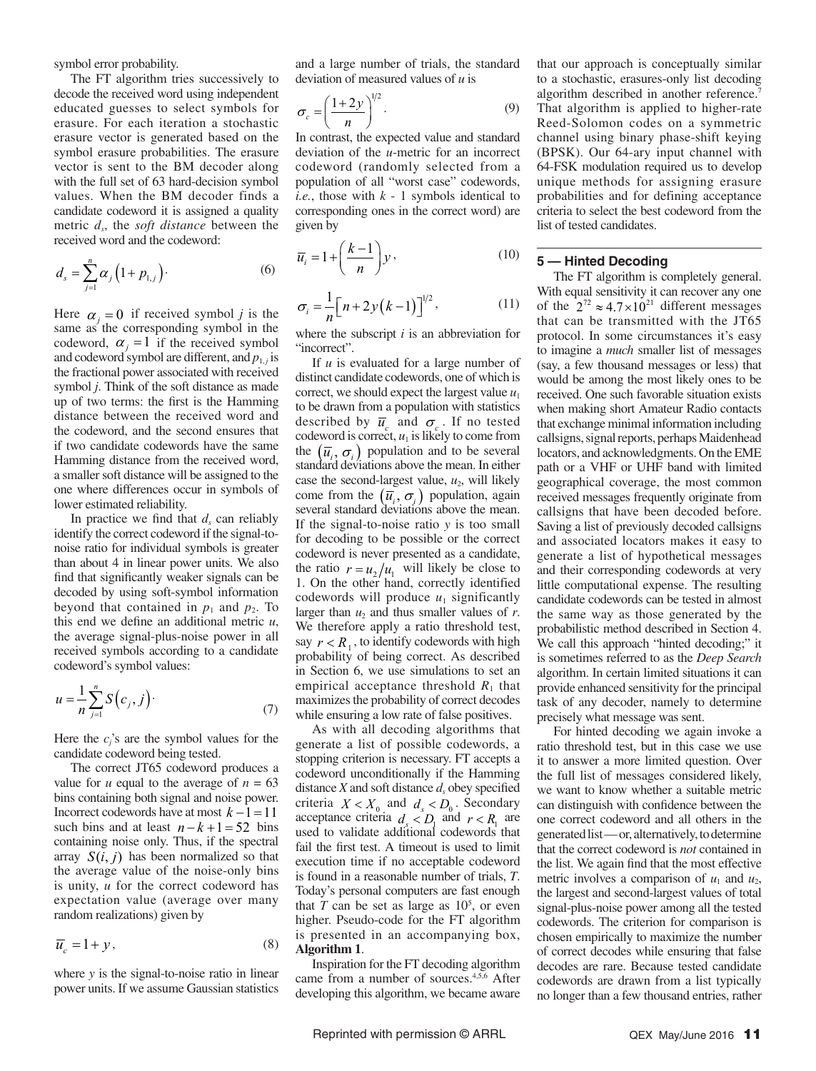symbol error probability.

The FT algorithm tries successively to decode the received word using independent educated guesses to select symbols for erasure. For each iteration a stochastic erasure vector is generated based on the symbol erasure probabilities. The erasure vector is sent to the BM decoder along with the full set of 63 hard-decision symbol values. When the BM decoder finds a candidate codeword it is assigned a quality metric $d_s$, the *soft distance* between the received word and the codeword:

$$d_s = \sum_{j=1}^{n} \alpha_j \left(1 + p_{1,j}\right). \tag{6}$$

Here $\alpha_j = 0$ if received symbol $j$ is the same as the corresponding symbol in the codeword, $\alpha_j = 1$ if the received symbol and codeword symbol are different, and $p_{1,j}$ is the fractional power associated with received symbol $j$. Think of the soft distance as made up of two terms: the first is the Hamming distance between the received word and the codeword, and the second ensures that if two candidate codewords have the same Hamming distance from the received word, a smaller soft distance will be assigned to the one where differences occur in symbols of lower estimated reliability.

In practice we find that $d_s$ can reliably identify the correct codeword if the signal-to-noise ratio for individual symbols is greater than about 4 in linear power units. We also find that significantly weaker signals can be decoded by using soft-symbol information beyond that contained in $p_1$ and $p_2$. To this end we define an additional metric $u$, the average signal-plus-noise power in all received symbols according to a candidate codeword's symbol values:

$$u = \frac{1}{n} \sum_{j=1}^{n} S\left(c_j, j\right). \tag{7}$$

Here the $c_j$'s are the symbol values for the candidate codeword being tested.

The correct JT65 codeword produces a value for $u$ equal to the average of $n = 63$ bins containing both signal and noise power. Incorrect codewords have at most $k - 1 = 11$ such bins and at least $n - k + 1 = 52$ bins containing noise only. Thus, if the spectral array $S(i, j)$ has been normalized so that the average value of the noise-only bins is unity, $u$ for the correct codeword has expectation value (average over many random realizations) given by

$$\bar{u}_c = 1 + y, \tag{8}$$

where $y$ is the signal-to-noise ratio in linear power units. If we assume Gaussian statistics and a large number of trials, the standard deviation of measured values of $u$ is

$$\sigma_c = \left(\frac{1 + 2y}{n}\right)^{1/2}. \tag{9}$$

In contrast, the expected value and standard deviation of the $u$-metric for an incorrect codeword (randomly selected from a population of all "worst case" codewords, *i.e.*, those with $k$ - 1 symbols identical to corresponding ones in the correct word) are given by

$$\bar{u}_i = 1 + \left(\frac{k-1}{n}\right) y, \tag{10}$$

$$\sigma_i = \frac{1}{n}\left[n + 2y(k-1)\right]^{1/2}, \tag{11}$$

where the subscript $i$ is an abbreviation for "incorrect".

If $u$ is evaluated for a large number of distinct candidate codewords, one of which is correct, we should expect the largest value $u_1$ to be drawn from a population with statistics described by $\bar{u}_c$ and $\sigma_c$. If no tested codeword is correct, $u_1$ is likely to come from the $(\bar{u}_i, \sigma_i)$ population and to be several standard deviations above the mean. In either case the second-largest value, $u_2$, will likely come from the $(\bar{u}_i, \sigma_i)$ population, again several standard deviations above the mean. If the signal-to-noise ratio $y$ is too small for decoding to be possible or the correct codeword is never presented as a candidate, the ratio $r = u_2/u_1$ will likely be close to 1. On the other hand, correctly identified codewords will produce $u_1$ significantly larger than $u_2$ and thus smaller values of $r$. We therefore apply a ratio threshold test, say $r < R_1$, to identify codewords with high probability of being correct. As described in Section 6, we use simulations to set an empirical acceptance threshold $R_1$ that maximizes the probability of correct decodes while ensuring a low rate of false positives.

As with all decoding algorithms that generate a list of possible codewords, a stopping criterion is necessary. FT accepts a codeword unconditionally if the Hamming distance $X$ and soft distance $d_s$ obey specified criteria $X < X_0$ and $d_s < D_0$. Secondary acceptance criteria $d_s < D_1$ and $r < R_1$ are used to validate additional codewords that fail the first test. A timeout is used to limit execution time if no acceptable codeword is found in a reasonable number of trials, $T$. Today's personal computers are fast enough that $T$ can be set as large as $10^5$, or even higher. Pseudo-code for the FT algorithm is presented in an accompanying box, **Algorithm 1**.

Inspiration for the FT decoding algorithm came from a number of sources.[4,5,6] After developing this algorithm, we became aware that our approach is conceptually similar to a stochastic, erasures-only list decoding algorithm described in another reference.[7] That algorithm is applied to higher-rate Reed-Solomon codes on a symmetric channel using binary phase-shift keying (BPSK). Our 64-ary input channel with 64-FSK modulation required us to develop unique methods for assigning erasure probabilities and for defining acceptance criteria to select the best codeword from the list of tested candidates.

## 5 — Hinted Decoding

The FT algorithm is completely general. With equal sensitivity it can recover any one of the $2^{72} \approx 4.7 \times 10^{21}$ different messages that can be transmitted with the JT65 protocol. In some circumstances it's easy to imagine a *much* smaller list of messages (say, a few thousand messages or less) that would be among the most likely ones to be received. One such favorable situation exists when making short Amateur Radio contacts that exchange minimal information including callsigns, signal reports, perhaps Maidenhead locators, and acknowledgments. On the EME path or a VHF or UHF band with limited geographical coverage, the most common received messages frequently originate from callsigns that have been decoded before. Saving a list of previously decoded callsigns and associated locators makes it easy to generate a list of hypothetical messages and their corresponding codewords at very little computational expense. The resulting candidate codewords can be tested in almost the same way as those generated by the probabilistic method described in Section 4. We call this approach "hinted decoding;" it is sometimes referred to as the *Deep Search* algorithm. In certain limited situations it can provide enhanced sensitivity for the principal task of any decoder, namely to determine precisely what message was sent.

For hinted decoding we again invoke a ratio threshold test, but in this case we use it to answer a more limited question. Over the full list of messages considered likely, we want to know whether a suitable metric can distinguish with confidence between the one correct codeword and all others in the generated list — or, alternatively, to determine that the correct codeword is *not* contained in the list. We again find that the most effective metric involves a comparison of $u_1$ and $u_2$, the largest and second-largest values of total signal-plus-noise power among all the tested codewords. The criterion for comparison is chosen empirically to maximize the number of correct decodes while ensuring that false decodes are rare. Because tested candidate codewords are drawn from a list typically no longer than a few thousand entries, rather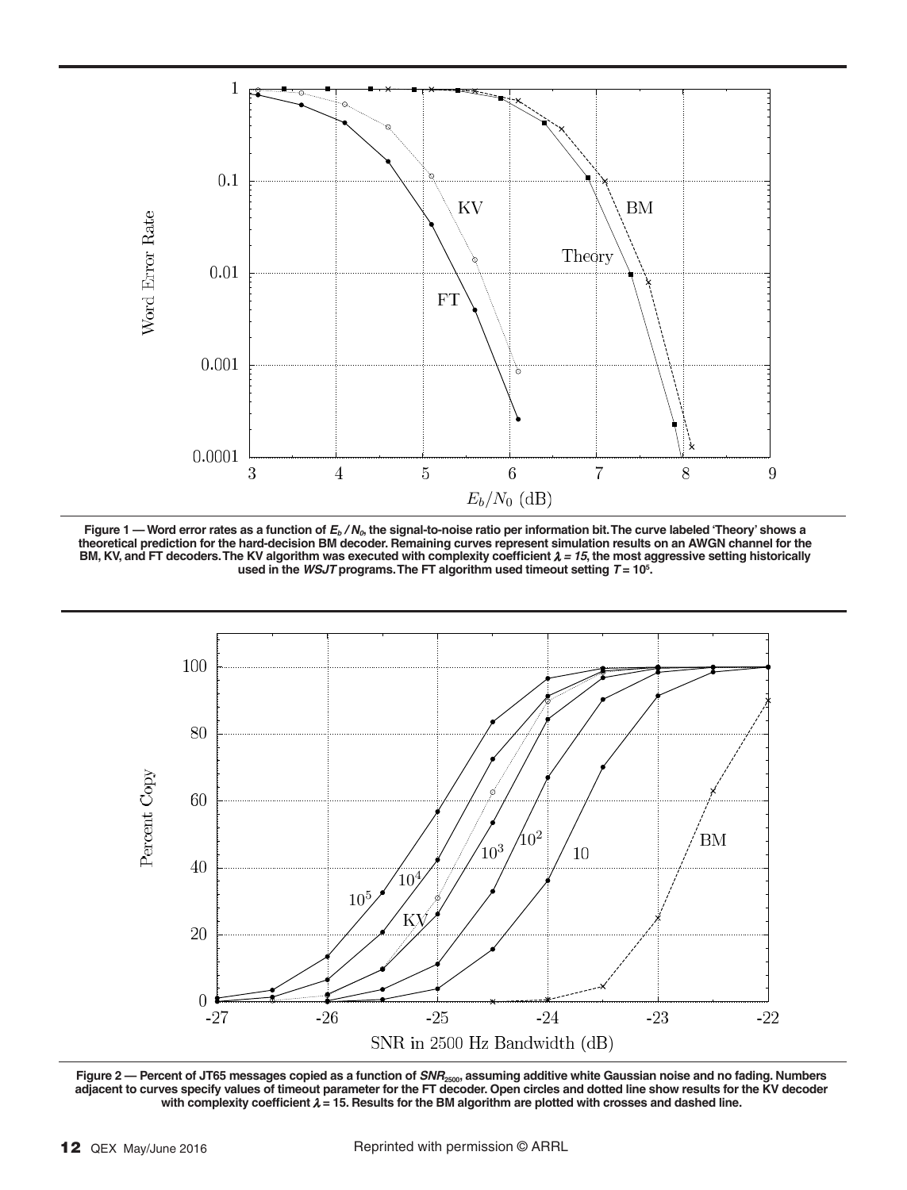1

0.1

0.01

0.001

0.0001

Word Error Rate

3 4 5 6 7 8 9

$E_b/N_0$ (dB)

KV

BM

Theory

FT

**Figure 1 — Word error rates as a function of $E_b / N_0$, the signal-to-noise ratio per information bit. The curve labeled 'Theory' shows a theoretical prediction for the hard-decision BM decoder. Remaining curves represent simulation results on an AWGN channel for the BM, KV, and FT decoders. The KV algorithm was executed with complexity coefficient $\lambda = 15$, the most aggressive setting historically used in the *WSJT* programs. The FT algorithm used timeout setting $T = 10^5$.**

100

80

60

40

20

0

Percent Copy

-27 -26 -25 -24 -23 -22

SNR in 2500 Hz Bandwidth (dB)

$10^5$

$10^4$

KV

$10^3$

$10^2$

10

BM

**Figure 2 — Percent of JT65 messages copied as a function of $SNR_{2500}$, assuming additive white Gaussian noise and no fading. Numbers adjacent to curves specify values of timeout parameter for the FT decoder. Open circles and dotted line show results for the KV decoder with complexity coefficient $\lambda = 15$. Results for the BM algorithm are plotted with crosses and dashed line.**

Reprinted with permission © ARRL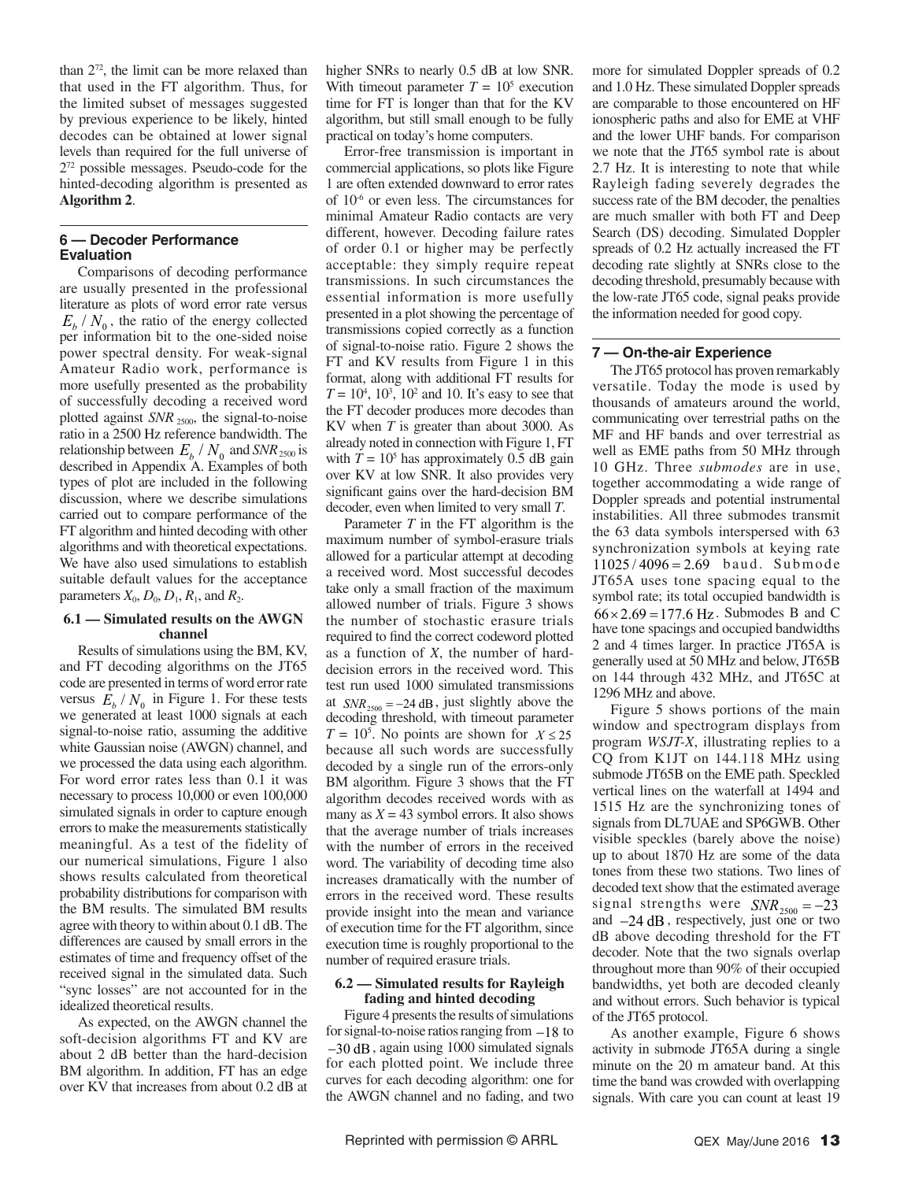than $2^{72}$, the limit can be more relaxed than that used in the FT algorithm. Thus, for the limited subset of messages suggested by previous experience to be likely, hinted decodes can be obtained at lower signal levels than required for the full universe of $2^{72}$ possible messages. Pseudo-code for the hinted-decoding algorithm is presented as **Algorithm 2**.

## 6 — Decoder Performance Evaluation

Comparisons of decoding performance are usually presented in the professional literature as plots of word error rate versus $E_b / N_0$, the ratio of the energy collected per information bit to the one-sided noise power spectral density. For weak-signal Amateur Radio work, performance is more usefully presented as the probability of successfully decoding a received word plotted against $SNR_{2500}$, the signal-to-noise ratio in a 2500 Hz reference bandwidth. The relationship between $E_b / N_0$ and $SNR_{2500}$ is described in Appendix A. Examples of both types of plot are included in the following discussion, where we describe simulations carried out to compare performance of the FT algorithm and hinted decoding with other algorithms and with theoretical expectations. We have also used simulations to establish suitable default values for the acceptance parameters $X_0$, $D_0$, $D_1$, $R_1$, and $R_2$.

### 6.1 — Simulated results on the AWGN channel

Results of simulations using the BM, KV, and FT decoding algorithms on the JT65 code are presented in terms of word error rate versus $E_b / N_0$ in Figure 1. For these tests we generated at least 1000 signals at each signal-to-noise ratio, assuming the additive white Gaussian noise (AWGN) channel, and we processed the data using each algorithm. For word error rates less than 0.1 it was necessary to process 10,000 or even 100,000 simulated signals in order to capture enough errors to make the measurements statistically meaningful. As a test of the fidelity of our numerical simulations, Figure 1 also shows results calculated from theoretical probability distributions for comparison with the BM results. The simulated BM results agree with theory to within about 0.1 dB. The differences are caused by small errors in the estimates of time and frequency offset of the received signal in the simulated data. Such "sync losses" are not accounted for in the idealized theoretical results.

As expected, on the AWGN channel the soft-decision algorithms FT and KV are about 2 dB better than the hard-decision BM algorithm. In addition, FT has an edge over KV that increases from about 0.2 dB at higher SNRs to nearly 0.5 dB at low SNR. With timeout parameter $T = 10^5$ execution time for FT is longer than that for the KV algorithm, but still small enough to be fully practical on today's home computers.

Error-free transmission is important in commercial applications, so plots like Figure 1 are often extended downward to error rates of $10^{-6}$ or even less. The circumstances for minimal Amateur Radio contacts are very different, however. Decoding failure rates of order 0.1 or higher may be perfectly acceptable: they simply require repeat transmissions. In such circumstances the essential information is more usefully presented in a plot showing the percentage of transmissions copied correctly as a function of signal-to-noise ratio. Figure 2 shows the FT and KV results from Figure 1 in this format, along with additional FT results for $T = 10^4$, $10^3$, $10^2$ and 10. It's easy to see that the FT decoder produces more decodes than KV when $T$ is greater than about 3000. As already noted in connection with Figure 1, FT with $T = 10^5$ has approximately 0.5 dB gain over KV at low SNR. It also provides very significant gains over the hard-decision BM decoder, even when limited to very small $T$.

Parameter $T$ in the FT algorithm is the maximum number of symbol-erasure trials allowed for a particular attempt at decoding a received word. Most successful decodes take only a small fraction of the maximum allowed number of trials. Figure 3 shows the number of stochastic erasure trials required to find the correct codeword plotted as a function of $X$, the number of hard-decision errors in the received word. This test run used 1000 simulated transmissions at $SNR_{2500} = -24$ dB, just slightly above the decoding threshold, with timeout parameter $T = 10^5$. No points are shown for $X \leq 25$ because all such words are successfully decoded by a single run of the errors-only BM algorithm. Figure 3 shows that the FT algorithm decodes received words with as many as $X = 43$ symbol errors. It also shows that the average number of trials increases with the number of errors in the received word. The variability of decoding time also increases dramatically with the number of errors in the received word. These results provide insight into the mean and variance of execution time for the FT algorithm, since execution time is roughly proportional to the number of required erasure trials.

### 6.2 — Simulated results for Rayleigh fading and hinted decoding

Figure 4 presents the results of simulations for signal-to-noise ratios ranging from $-18$ to $-30$ dB, again using 1000 simulated signals for each plotted point. We include three curves for each decoding algorithm: one for the AWGN channel and no fading, and two more for simulated Doppler spreads of 0.2 and 1.0 Hz. These simulated Doppler spreads are comparable to those encountered on HF ionospheric paths and also for EME at VHF and the lower UHF bands. For comparison we note that the JT65 symbol rate is about 2.7 Hz. It is interesting to note that while Rayleigh fading severely degrades the success rate of the BM decoder, the penalties are much smaller with both FT and Deep Search (DS) decoding. Simulated Doppler spreads of 0.2 Hz actually increased the FT decoding rate slightly at SNRs close to the decoding threshold, presumably because with the low-rate JT65 code, signal peaks provide the information needed for good copy.

## 7 — On-the-air Experience

The JT65 protocol has proven remarkably versatile. Today the mode is used by thousands of amateurs around the world, communicating over terrestrial paths on the MF and HF bands and over terrestrial as well as EME paths from 50 MHz through 10 GHz. Three *submodes* are in use, together accommodating a wide range of Doppler spreads and potential instrumental instabilities. All three submodes transmit the 63 data symbols interspersed with 63 synchronization symbols at keying rate $11025 / 4096 = 2.69$ baud. Submode JT65A uses tone spacing equal to the symbol rate; its total occupied bandwidth is $66 \times 2.69 = 177.6$ Hz. Submodes B and C have tone spacings and occupied bandwidths 2 and 4 times larger. In practice JT65A is generally used at 50 MHz and below, JT65B on 144 through 432 MHz, and JT65C at 1296 MHz and above.

Figure 5 shows portions of the main window and spectrogram displays from program *WSJT-X*, illustrating replies to a CQ from K1JT on 144.118 MHz using submode JT65B on the EME path. Speckled vertical lines on the waterfall at 1494 and 1515 Hz are the synchronizing tones of signals from DL7UAE and SP6GWB. Other visible speckles (barely above the noise) up to about 1870 Hz are some of the data tones from these two stations. Two lines of decoded text show that the estimated average signal strengths were $SNR_{2500} = -23$ and $-24$ dB, respectively, just one or two dB above decoding threshold for the FT decoder. Note that the two signals overlap throughout more than 90% of their occupied bandwidths, yet both are decoded cleanly and without errors. Such behavior is typical of the JT65 protocol.

As another example, Figure 6 shows activity in submode JT65A during a single minute on the 20 m amateur band. At this time the band was crowded with overlapping signals. With care you can count at least 19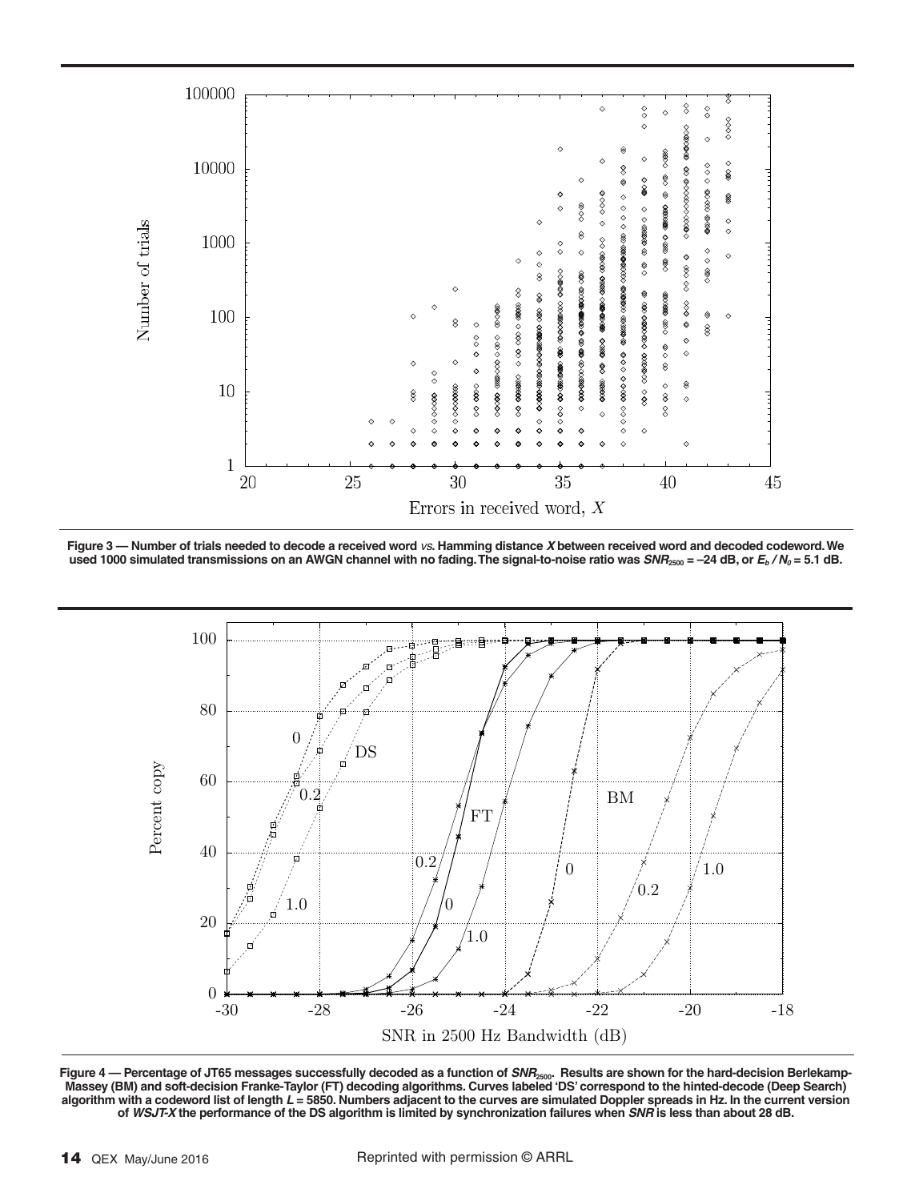100000

10000

1000

100

10

1

20 25 30 35 40 45

Number of trials

Errors in received word, $X$

**Figure 3 — Number of trials needed to decode a received word *vs.* Hamming distance $X$ between received word and decoded codeword. We used 1000 simulated transmissions on an AWGN channel with no fading. The signal-to-noise ratio was $SNR_{2500}$ = –24 dB, or $E_b / N_0$ = 5.1 dB.**

100

80

60

40

20

0

-30 -28 -26 -24 -22 -20 -18

Percent copy

SNR in 2500 Hz Bandwidth (dB)

0

DS

0.2

1.0

0.2

FT

0

1.0

0

BM

0.2

1.0

**Figure 4 — Percentage of JT65 messages successfully decoded as a function of $SNR_{2500}$. Results are shown for the hard-decision Berlekamp-Massey (BM) and soft-decision Franke-Taylor (FT) decoding algorithms. Curves labeled 'DS' correspond to the hinted-decode (Deep Search) algorithm with a codeword list of length $L$ = 5850. Numbers adjacent to the curves are simulated Doppler spreads in Hz. In the current version of *WSJT-X* the performance of the DS algorithm is limited by synchronization failures when $SNR$ is less than about 28 dB.**

Reprinted with permission © ARRL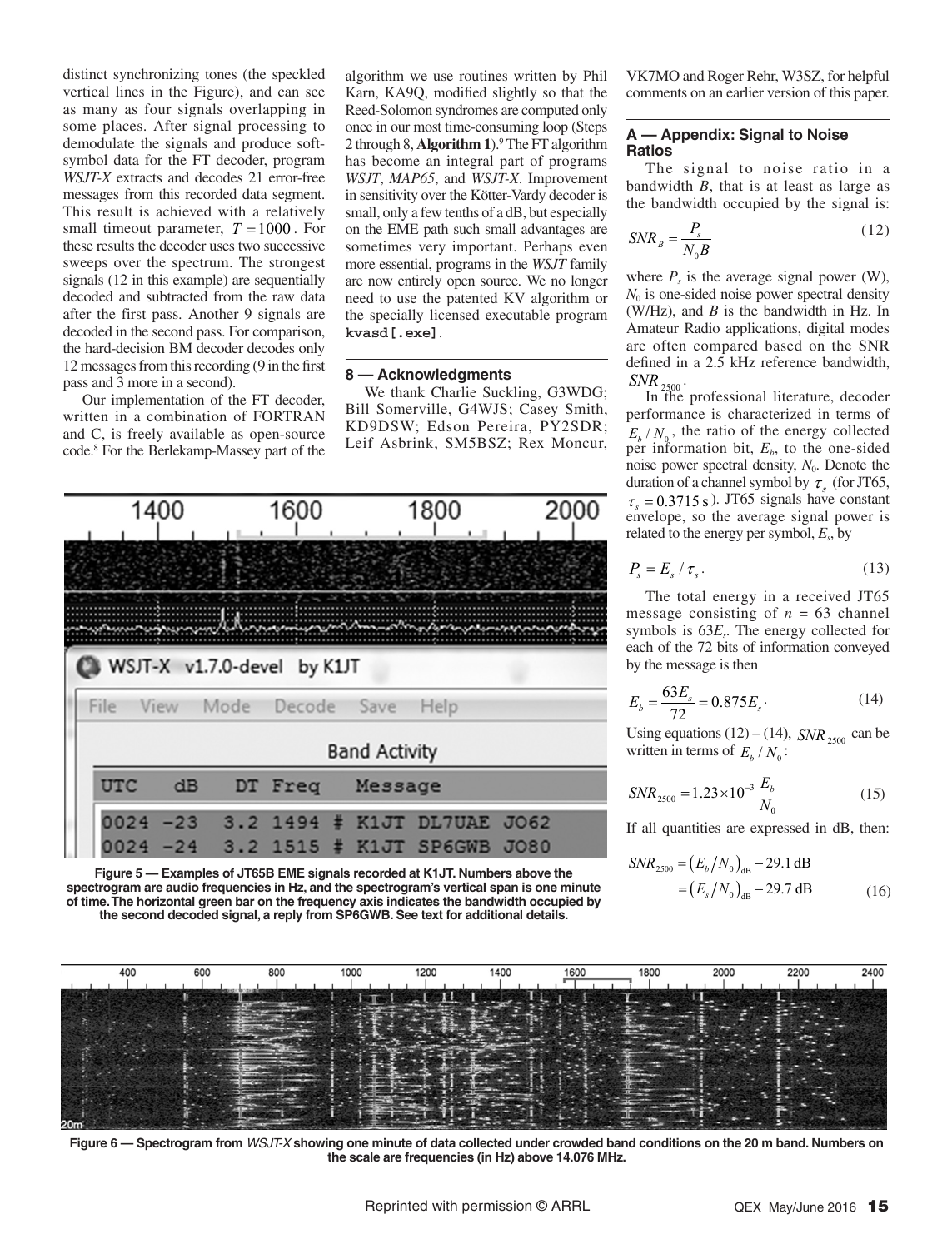distinct synchronizing tones (the speckled vertical lines in the Figure), and can see as many as four signals overlapping in some places. After signal processing to demodulate the signals and produce soft-symbol data for the FT decoder, program *WSJT-X* extracts and decodes 21 error-free messages from this recorded data segment. This result is achieved with a relatively small timeout parameter, $T = 1000$. For these results the decoder uses two successive sweeps over the spectrum. The strongest signals (12 in this example) are sequentially decoded and subtracted from the raw data after the first pass. Another 9 signals are decoded in the second pass. For comparison, the hard-decision BM decoder decodes only 12 messages from this recording (9 in the first pass and 3 more in a second).

Our implementation of the FT decoder, written in a combination of FORTRAN and C, is freely available as open-source code.[8] For the Berlekamp-Massey part of the algorithm we use routines written by Phil Karn, KA9Q, modified slightly so that the Reed-Solomon syndromes are computed only once in our most time-consuming loop (Steps 2 through 8, **Algorithm 1**).[9] The FT algorithm has become an integral part of programs *WSJT*, *MAP65*, and *WSJT-X*. Improvement in sensitivity over the Kötter-Vardy decoder is small, only a few tenths of a dB, but especially on the EME path such small advantages are sometimes very important. Perhaps even more essential, programs in the *WSJT* family are now entirely open source. We no longer need to use the patented KV algorithm or the specially licensed executable program **kvasd[.exe]**.

## 8 — Acknowledgments

We thank Charlie Suckling, G3WDG; Bill Somerville, G4WJS; Casey Smith, KD9DSW; Edson Pereira, PY2SDR; Leif Asbrink, SM5BSZ; Rex Moncur, VK7MO and Roger Rehr, W3SZ, for helpful comments on an earlier version of this paper.

1400
1600
1800
2000

WSJT-X v1.7.0-devel by K1JT

File View Mode Decode Save Help

Band Activity

UTC dB DT Freq Message

0024 -23 3.2 1494 # K1JT DL7UAE JO62

0024 -24 3.2 1515 # K1JT SP6GWB JO80

**Figure 5 — Examples of JT65B EME signals recorded at K1JT. Numbers above the spectrogram are audio frequencies in Hz, and the spectrogram's vertical span is one minute of time. The horizontal green bar on the frequency axis indicates the bandwidth occupied by the second decoded signal, a reply from SP6GWB. See text for additional details.**

## A — Appendix: Signal to Noise Ratios

The signal to noise ratio in a bandwidth $B$, that is at least as large as the bandwidth occupied by the signal is:

$$SNR_B = \frac{P_s}{N_0 B} \tag{12}$$

where $P_s$ is the average signal power (W), $N_0$ is one-sided noise power spectral density (W/Hz), and $B$ is the bandwidth in Hz. In Amateur Radio applications, digital modes are often compared based on the SNR defined in a 2.5 kHz reference bandwidth, $SNR_{2500}$.

In the professional literature, decoder performance is characterized in terms of $E_b / N_0$, the ratio of the energy collected per information bit, $E_b$, to the one-sided noise power spectral density, $N_0$. Denote the duration of a channel symbol by $\tau_s$ (for JT65, $\tau_s = 0.3715$ s). JT65 signals have constant envelope, so the average signal power is related to the energy per symbol, $E_s$, by

$$P_s = E_s / \tau_s. \tag{13}$$

The total energy in a received JT65 message consisting of $n = 63$ channel symbols is $63E_s$. The energy collected for each of the 72 bits of information conveyed by the message is then

$$E_b = \frac{63E_s}{72} = 0.875E_s. \tag{14}$$

Using equations (12) – (14), $SNR_{2500}$ can be written in terms of $E_b / N_0$:

$$SNR_{2500} = 1.23 \times 10^{-3} \frac{E_b}{N_0} \tag{15}$$

If all quantities are expressed in dB, then:

$$\begin{aligned} SNR_{2500} &= \left(E_b/N_0\right)_{\text{dB}} - 29.1\text{ dB} \\ &= \left(E_s/N_0\right)_{\text{dB}} - 29.7\text{ dB} \end{aligned} \tag{16}$$

400
600
800
1000
1200
1400
1600
1800
2000
2200
2400

20m

**Figure 6 — Spectrogram from *WSJT-X* showing one minute of data collected under crowded band conditions on the 20 m band. Numbers on the scale are frequencies (in Hz) above 14.076 MHz.**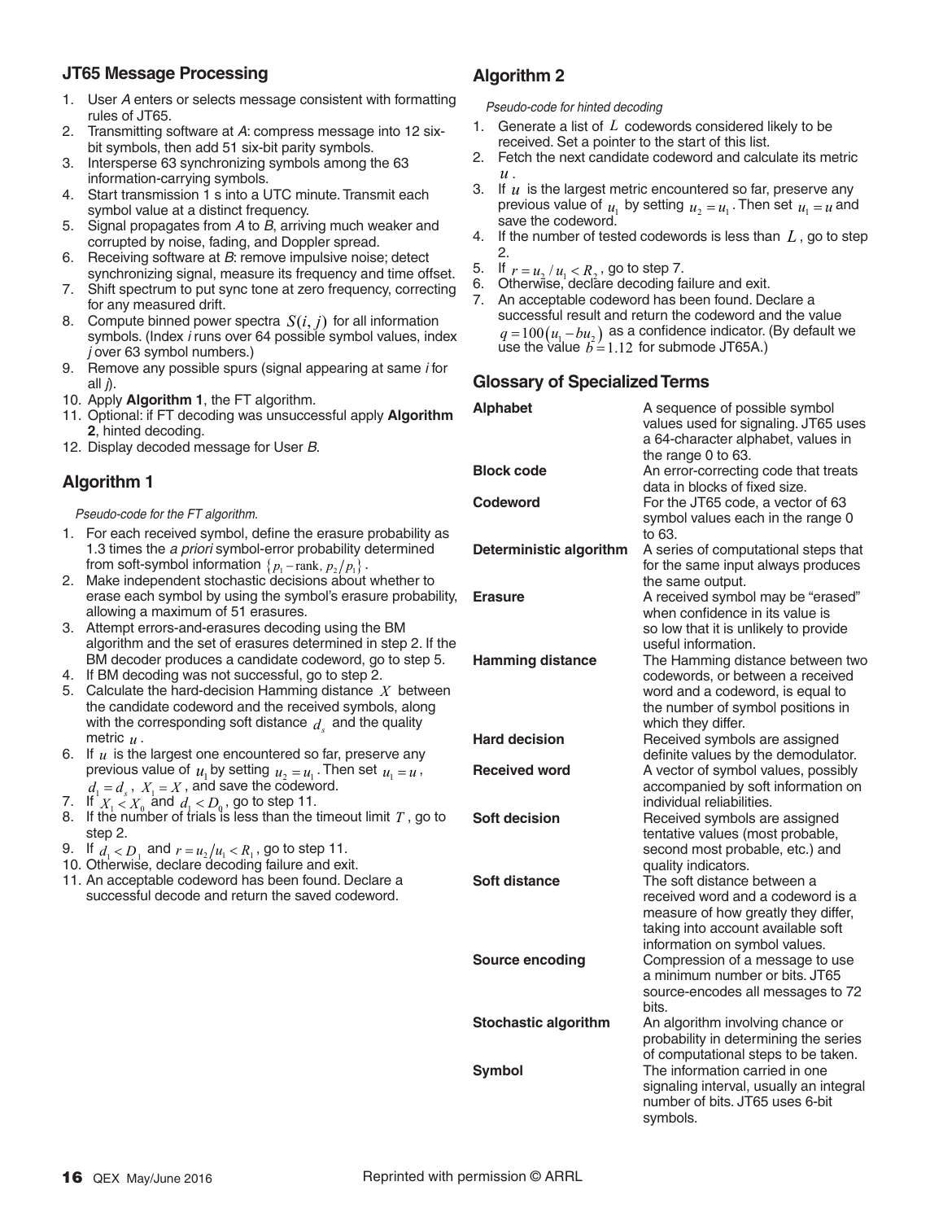## JT65 Message Processing

1. User *A* enters or selects message consistent with formatting rules of JT65.
2. Transmitting software at *A*: compress message into 12 six-bit symbols, then add 51 six-bit parity symbols.
3. Intersperse 63 synchronizing symbols among the 63 information-carrying symbols.
4. Start transmission 1 s into a UTC minute. Transmit each symbol value at a distinct frequency.
5. Signal propagates from *A* to *B*, arriving much weaker and corrupted by noise, fading, and Doppler spread.
6. Receiving software at *B*: remove impulsive noise; detect synchronizing signal, measure its frequency and time offset.
7. Shift spectrum to put sync tone at zero frequency, correcting for any measured drift.
8. Compute binned power spectra $S(i, j)$ for all information symbols. (Index *i* runs over 64 possible symbol values, index *j* over 63 symbol numbers.)
9. Remove any possible spurs (signal appearing at same *i* for all *j*).
10. Apply **Algorithm 1**, the FT algorithm.
11. Optional: if FT decoding was unsuccessful apply **Algorithm 2**, hinted decoding.
12. Display decoded message for User *B*.

## Algorithm 1

*Pseudo-code for the FT algorithm.*

1. For each received symbol, define the erasure probability as 1.3 times the *a priori* symbol-error probability determined from soft-symbol information $\{p_1 - \text{rank},\ p_2/p_1\}$.
2. Make independent stochastic decisions about whether to erase each symbol by using the symbol's erasure probability, allowing a maximum of 51 erasures.
3. Attempt errors-and-erasures decoding using the BM algorithm and the set of erasures determined in step 2. If the BM decoder produces a candidate codeword, go to step 5.
4. If BM decoding was not successful, go to step 2.
5. Calculate the hard-decision Hamming distance $X$ between the candidate codeword and the received symbols, along with the corresponding soft distance $d_s$ and the quality metric $u$.
6. If $u$ is the largest one encountered so far, preserve any previous value of $u_1$ by setting $u_2 = u_1$. Then set $u_1 = u$, $d_1 = d_s$, $X_1 = X$, and save the codeword.
7. If $X_1 < X_0$ and $d_1 < D_0$, go to step 11.
8. If the number of trials is less than the timeout limit $T$, go to step 2.
9. If $d_1 < D_1$ and $r = u_2/u_1 < R_1$, go to step 11.
10. Otherwise, declare decoding failure and exit.
11. An acceptable codeword has been found. Declare a successful decode and return the saved codeword.

## Algorithm 2

*Pseudo-code for hinted decoding*

1. Generate a list of $L$ codewords considered likely to be received. Set a pointer to the start of this list.
2. Fetch the next candidate codeword and calculate its metric $u$.
3. If $u$ is the largest metric encountered so far, preserve any previous value of $u_1$ by setting $u_2 = u_1$. Then set $u_1 = u$ and save the codeword.
4. If the number of tested codewords is less than $L$, go to step 2.
5. If $r = u_2/u_1 < R_2$, go to step 7.
6. Otherwise, declare decoding failure and exit.
7. An acceptable codeword has been found. Declare a successful result and return the codeword and the value $q = 100(u_1 - bu_2)$ as a confidence indicator. (By default we use the value $b = 1.12$ for submode JT65A.)

## Glossary of Specialized Terms

| | |
|---|---|
| **Alphabet** | A sequence of possible symbol values used for signaling. JT65 uses a 64-character alphabet, values in the range 0 to 63. |
| **Block code** | An error-correcting code that treats data in blocks of fixed size. |
| **Codeword** | For the JT65 code, a vector of 63 symbol values each in the range 0 to 63. |
| **Deterministic algorithm** | A series of computational steps that for the same input always produces the same output. |
| **Erasure** | A received symbol may be "erased" when confidence in its value is so low that it is unlikely to provide useful information. |
| **Hamming distance** | The Hamming distance between two codewords, or between a received word and a codeword, is equal to the number of symbol positions in which they differ. |
| **Hard decision** | Received symbols are assigned definite values by the demodulator. |
| **Received word** | A vector of symbol values, possibly accompanied by soft information on individual reliabilities. |
| **Soft decision** | Received symbols are assigned tentative values (most probable, second most probable, etc.) and quality indicators. |
| **Soft distance** | The soft distance between a received word and a codeword is a measure of how greatly they differ, taking into account available soft information on symbol values. |
| **Source encoding** | Compression of a message to use a minimum number or bits. JT65 source-encodes all messages to 72 bits. |
| **Stochastic algorithm** | An algorithm involving chance or probability in determining the series of computational steps to be taken. |
| **Symbol** | The information carried in one signaling interval, usually an integral number of bits. JT65 uses 6-bit symbols. |

Reprinted with permission © ARRL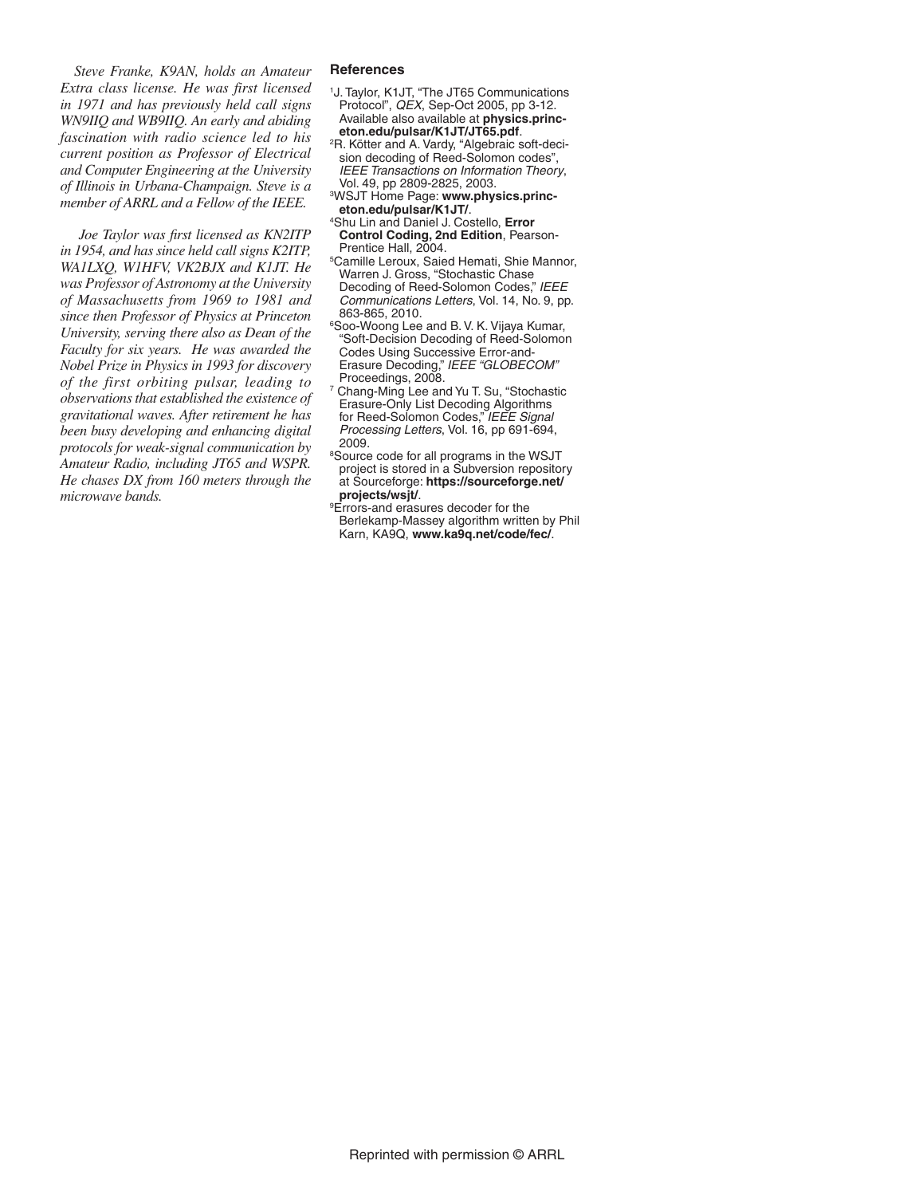*Steve Franke, K9AN, holds an Amateur Extra class license. He was first licensed in 1971 and has previously held call signs WN9IIQ and WB9IIQ. An early and abiding fascination with radio science led to his current position as Professor of Electrical and Computer Engineering at the University of Illinois in Urbana-Champaign. Steve is a member of ARRL and a Fellow of the IEEE.*

*Joe Taylor was first licensed as KN2ITP in 1954, and has since held call signs K2ITP, WA1LXQ, W1HFV, VK2BJX and K1JT. He was Professor of Astronomy at the University of Massachusetts from 1969 to 1981 and since then Professor of Physics at Princeton University, serving there also as Dean of the Faculty for six years. He was awarded the Nobel Prize in Physics in 1993 for discovery of the first orbiting pulsar, leading to observations that established the existence of gravitational waves. After retirement he has been busy developing and enhancing digital protocols for weak-signal communication by Amateur Radio, including JT65 and WSPR. He chases DX from 160 meters through the microwave bands.*

### References

[1] J. Taylor, K1JT, "The JT65 Communications Protocol", *QEX*, Sep-Oct 2005, pp 3-12. Available also available at **physics.princeton.edu/pulsar/K1JT/JT65.pdf**.

[2] R. Kötter and A. Vardy, "Algebraic soft-decision decoding of Reed-Solomon codes", *IEEE Transactions on Information Theory*, Vol. 49, pp 2809-2825, 2003.

[3] WSJT Home Page: **www.physics.princeton.edu/pulsar/K1JT/**.

[4] Shu Lin and Daniel J. Costello, **Error Control Coding, 2nd Edition**, Pearson-Prentice Hall, 2004.

[5] Camille Leroux, Saied Hemati, Shie Mannor, Warren J. Gross, "Stochastic Chase Decoding of Reed-Solomon Codes," *IEEE Communications Letters*, Vol. 14, No. 9, pp. 863-865, 2010.

[6] Soo-Woong Lee and B. V. K. Vijaya Kumar, "Soft-Decision Decoding of Reed-Solomon Codes Using Successive Error-and-Erasure Decoding," *IEEE "GLOBECOM"* Proceedings, 2008.

[7] Chang-Ming Lee and Yu T. Su, "Stochastic Erasure-Only List Decoding Algorithms for Reed-Solomon Codes," *IEEE Signal Processing Letters*, Vol. 16, pp 691-694, 2009.

[8] Source code for all programs in the WSJT project is stored in a Subversion repository at Sourceforge: **https://sourceforge.net/projects/wsjt/**.

[9] Errors-and erasures decoder for the Berlekamp-Massey algorithm written by Phil Karn, KA9Q, **www.ka9q.net/code/fec/**.

Reprinted with permission © ARRL